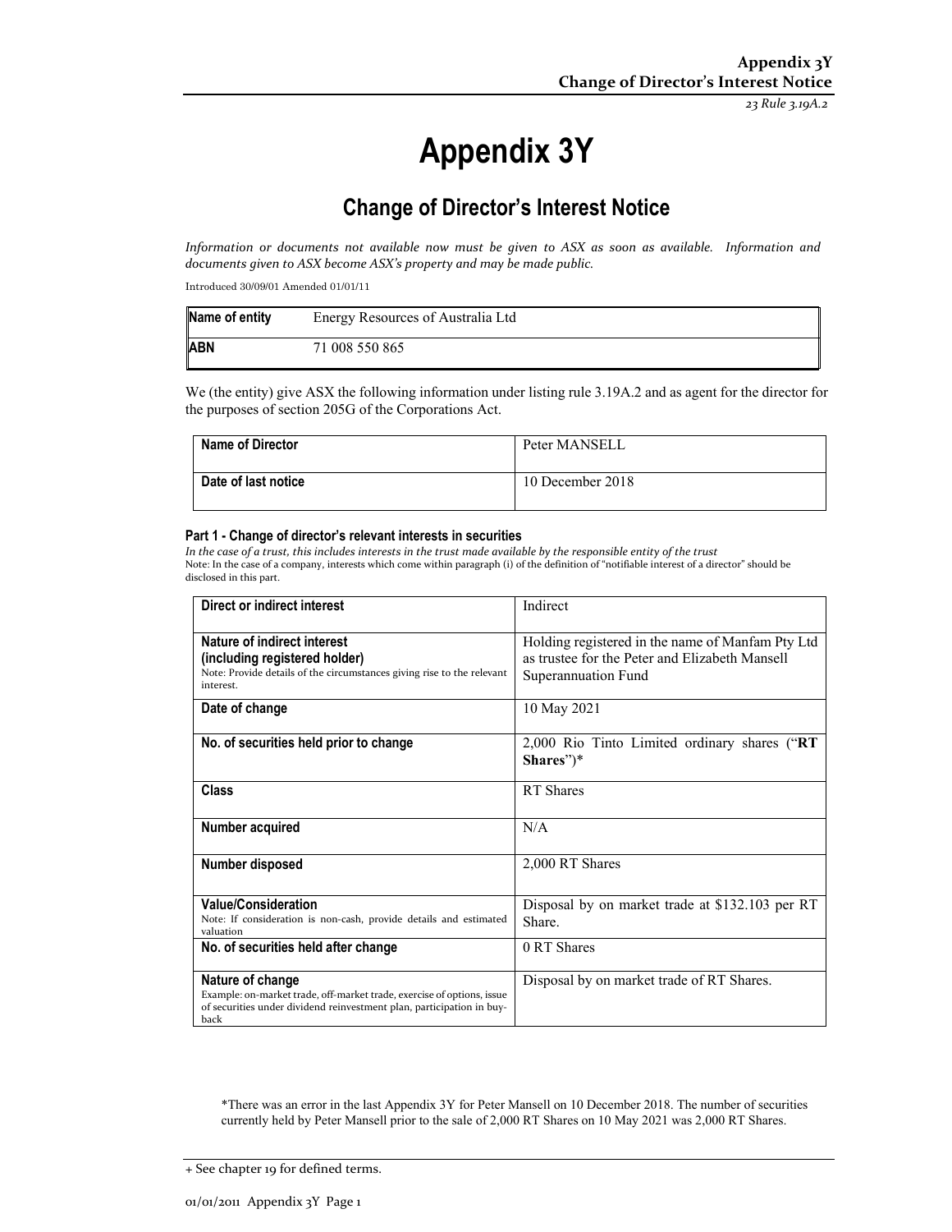# Appendix 3Y

## Change of Director's Interest Notice

*Information or documents not available now must be given to ASX as soon as available. Information and documents given to ASX become ASX's property and may be made public.*

Introduced 30/09/01 Amended 01/01/11

| Name of entity | Energy Resources of Australia Ltd |
|---|---|
| ABN | 71 008 550 865 |

We (the entity) give ASX the following information under listing rule 3.19A.2 and as agent for the director for the purposes of section 205G of the Corporations Act.

| Name of Director | Peter MANSELL |
|---|---|
| Date of last notice | 10 December 2018 |

#### Part 1 - Change of director's relevant interests in securities

*In the case of a trust, this includes interests in the trust made available by the responsible entity of the trust*

Note: In the case of a company, interests which come within paragraph (i) of the definition of "notifiable interest of a director" should be disclosed in this part.

| Direct or indirect interest | Indirect |
|---|---|
| **Nature of indirect interest (including registered holder)**<br>Note: Provide details of the circumstances giving rise to the relevant interest. | Holding registered in the name of Manfam Pty Ltd as trustee for the Peter and Elizabeth Mansell Superannuation Fund |
| **Date of change** | 10 May 2021 |
| **No. of securities held prior to change** | 2,000 Rio Tinto Limited ordinary shares ("**RT Shares**")* |
| **Class** | RT Shares |
| **Number acquired** | N/A |
| **Number disposed** | 2,000 RT Shares |
| **Value/Consideration**<br>Note: If consideration is non-cash, provide details and estimated valuation | Disposal by on market trade at $132.103 per RT Share. |
| **No. of securities held after change** | 0 RT Shares |
| **Nature of change**<br>Example: on-market trade, off-market trade, exercise of options, issue of securities under dividend reinvestment plan, participation in buy-back | Disposal by on market trade of RT Shares. |

*There was an error in the last Appendix 3Y for Peter Mansell on 10 December 2018. The number of securities currently held by Peter Mansell prior to the sale of 2,000 RT Shares on 10 May 2021 was 2,000 RT Shares.

+ See chapter 19 for defined terms.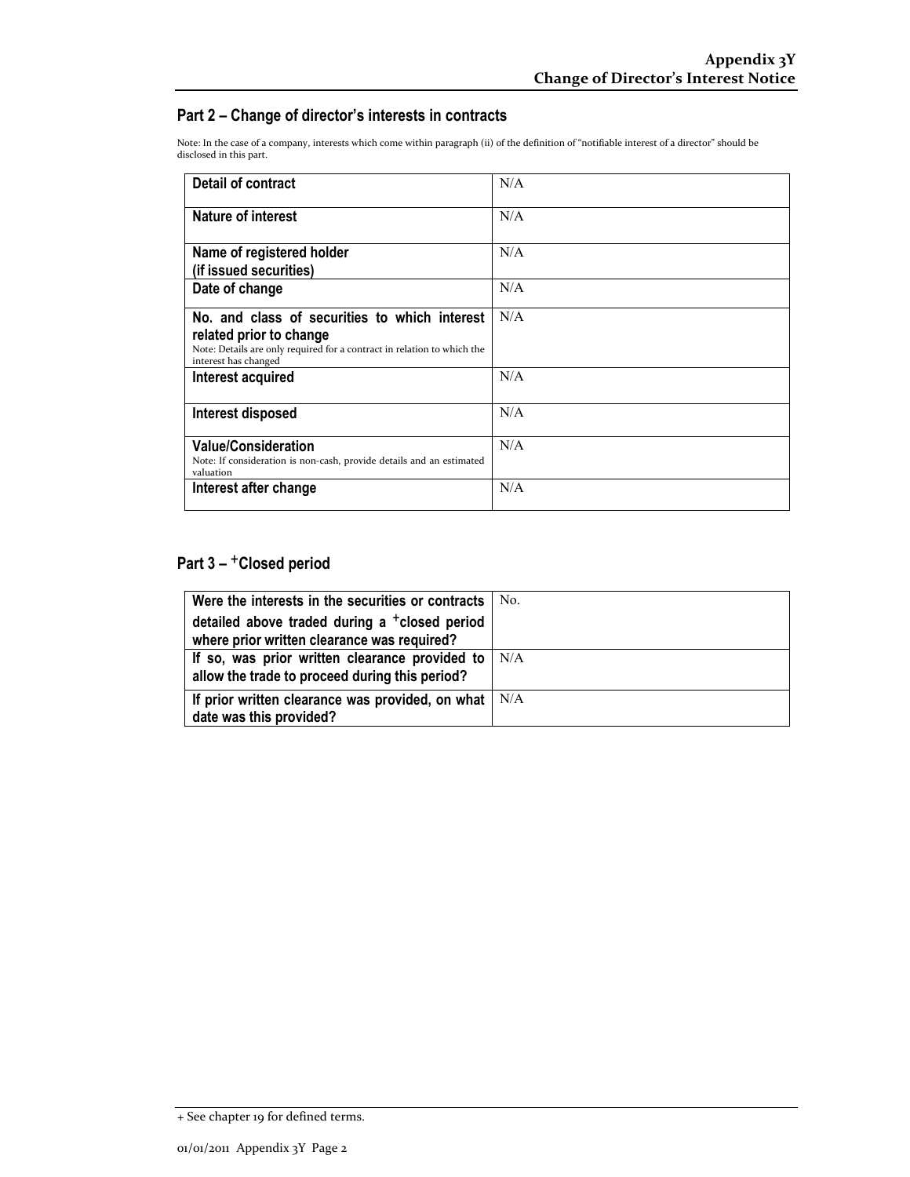## Part 2 – Change of director's interests in contracts

Note: In the case of a company, interests which come within paragraph (ii) of the definition of "notifiable interest of a director" should be disclosed in this part.

| | |
|---|---|
| **Detail of contract** | N/A |
| **Nature of interest** | N/A |
| **Name of registered holder (if issued securities)** | N/A |
| **Date of change** | N/A |
| **No. and class of securities to which interest related prior to change** Note: Details are only required for a contract in relation to which the interest has changed | N/A |
| **Interest acquired** | N/A |
| **Interest disposed** | N/A |
| **Value/Consideration** Note: If consideration is non-cash, provide details and an estimated valuation | N/A |
| **Interest after change** | N/A |

## Part 3 – +Closed period

| | |
|---|---|
| **Were the interests in the securities or contracts detailed above traded during a +closed period where prior written clearance was required?** | No. |
| **If so, was prior written clearance provided to allow the trade to proceed during this period?** | N/A |
| **If prior written clearance was provided, on what date was this provided?** | N/A |

+ See chapter 19 for defined terms.